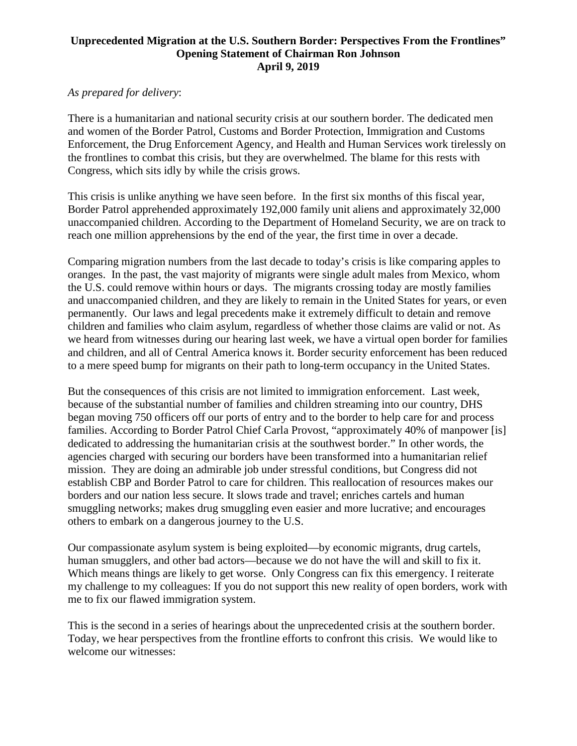**Unprecedented Migration at the U.S. Southern Border: Perspectives From the Frontlines"**
**Opening Statement of Chairman Ron Johnson**
**April 9, 2019**

*As prepared for delivery*:

There is a humanitarian and national security crisis at our southern border. The dedicated men and women of the Border Patrol, Customs and Border Protection, Immigration and Customs Enforcement, the Drug Enforcement Agency, and Health and Human Services work tirelessly on the frontlines to combat this crisis, but they are overwhelmed. The blame for this rests with Congress, which sits idly by while the crisis grows.

This crisis is unlike anything we have seen before. In the first six months of this fiscal year, Border Patrol apprehended approximately 192,000 family unit aliens and approximately 32,000 unaccompanied children. According to the Department of Homeland Security, we are on track to reach one million apprehensions by the end of the year, the first time in over a decade.

Comparing migration numbers from the last decade to today's crisis is like comparing apples to oranges. In the past, the vast majority of migrants were single adult males from Mexico, whom the U.S. could remove within hours or days. The migrants crossing today are mostly families and unaccompanied children, and they are likely to remain in the United States for years, or even permanently. Our laws and legal precedents make it extremely difficult to detain and remove children and families who claim asylum, regardless of whether those claims are valid or not. As we heard from witnesses during our hearing last week, we have a virtual open border for families and children, and all of Central America knows it. Border security enforcement has been reduced to a mere speed bump for migrants on their path to long-term occupancy in the United States.

But the consequences of this crisis are not limited to immigration enforcement. Last week, because of the substantial number of families and children streaming into our country, DHS began moving 750 officers off our ports of entry and to the border to help care for and process families. According to Border Patrol Chief Carla Provost, "approximately 40% of manpower [is] dedicated to addressing the humanitarian crisis at the southwest border." In other words, the agencies charged with securing our borders have been transformed into a humanitarian relief mission. They are doing an admirable job under stressful conditions, but Congress did not establish CBP and Border Patrol to care for children. This reallocation of resources makes our borders and our nation less secure. It slows trade and travel; enriches cartels and human smuggling networks; makes drug smuggling even easier and more lucrative; and encourages others to embark on a dangerous journey to the U.S.

Our compassionate asylum system is being exploited—by economic migrants, drug cartels, human smugglers, and other bad actors—because we do not have the will and skill to fix it. Which means things are likely to get worse. Only Congress can fix this emergency. I reiterate my challenge to my colleagues: If you do not support this new reality of open borders, work with me to fix our flawed immigration system.

This is the second in a series of hearings about the unprecedented crisis at the southern border. Today, we hear perspectives from the frontline efforts to confront this crisis. We would like to welcome our witnesses: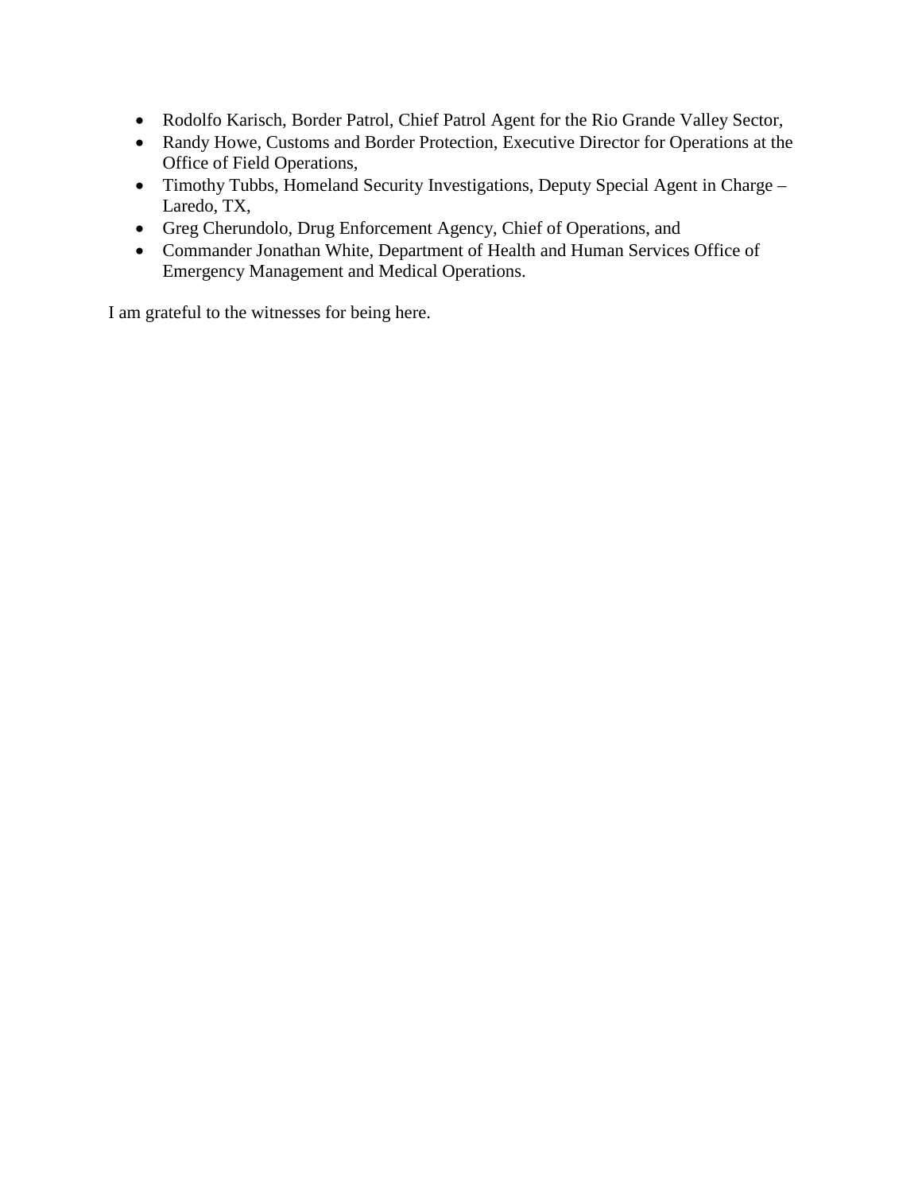- Rodolfo Karisch, Border Patrol, Chief Patrol Agent for the Rio Grande Valley Sector,
- Randy Howe, Customs and Border Protection, Executive Director for Operations at the Office of Field Operations,
- Timothy Tubbs, Homeland Security Investigations, Deputy Special Agent in Charge – Laredo, TX,
- Greg Cherundolo, Drug Enforcement Agency, Chief of Operations, and
- Commander Jonathan White, Department of Health and Human Services Office of Emergency Management and Medical Operations.

I am grateful to the witnesses for being here.